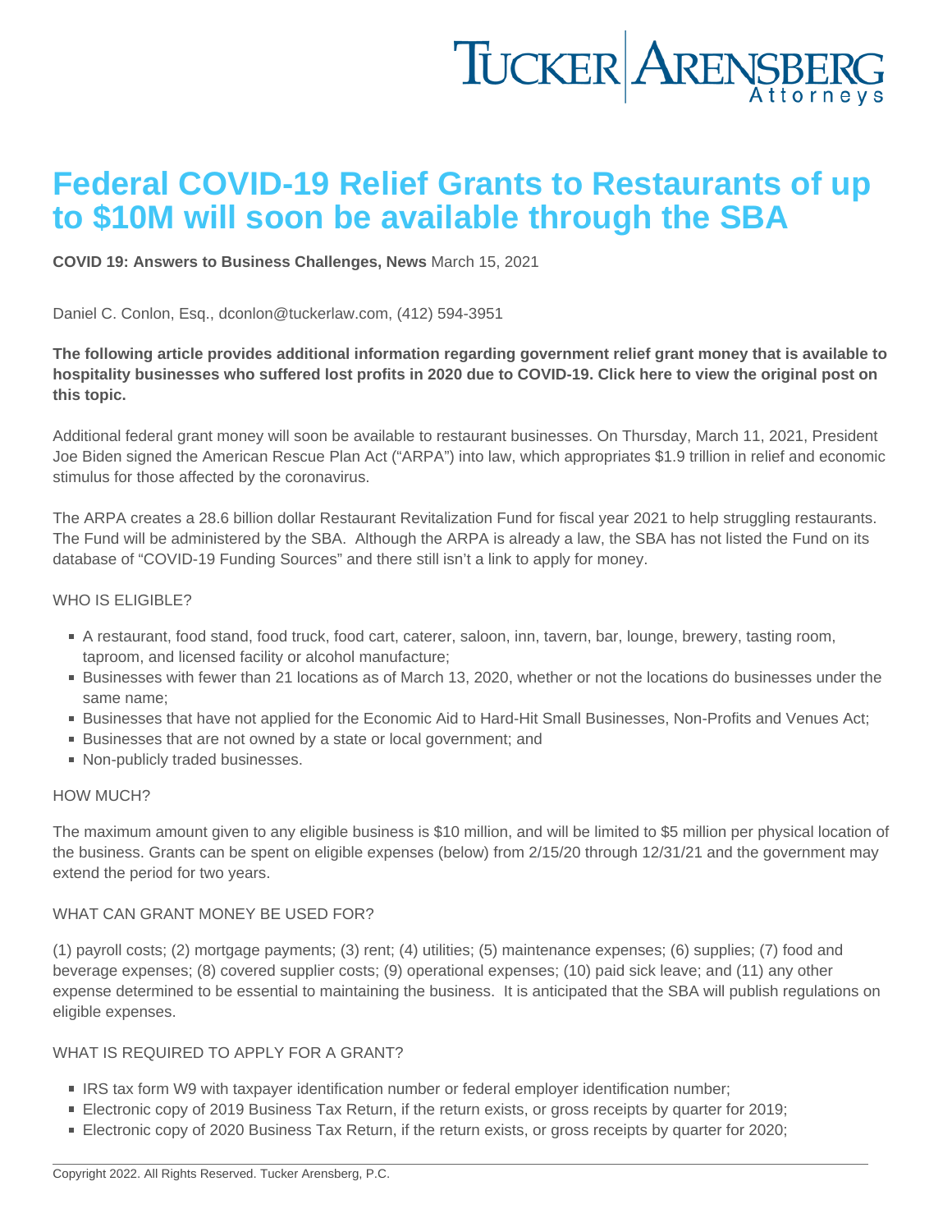# Federal COVID-19 Relief Grants to Restaurants of up to $10M will soon be available through the SBA

**COVID 19: Answers to Business Challenges, News** March 15, 2021

Daniel C. Conlon, Esq., dconlon@tuckerlaw.com, (412) 594-3951

**The following article provides additional information regarding government relief grant money that is available to hospitality businesses who suffered lost profits in 2020 due to COVID-19. Click here to view the original post on this topic.**

Additional federal grant money will soon be available to restaurant businesses. On Thursday, March 11, 2021, President Joe Biden signed the American Rescue Plan Act ("ARPA") into law, which appropriates $1.9 trillion in relief and economic stimulus for those affected by the coronavirus.

The ARPA creates a 28.6 billion dollar Restaurant Revitalization Fund for fiscal year 2021 to help struggling restaurants. The Fund will be administered by the SBA. Although the ARPA is already a law, the SBA has not listed the Fund on its database of "COVID-19 Funding Sources" and there still isn't a link to apply for money.

WHO IS ELIGIBLE?

- A restaurant, food stand, food truck, food cart, caterer, saloon, inn, tavern, bar, lounge, brewery, tasting room, taproom, and licensed facility or alcohol manufacture;
- Businesses with fewer than 21 locations as of March 13, 2020, whether or not the locations do businesses under the same name;
- Businesses that have not applied for the Economic Aid to Hard-Hit Small Businesses, Non-Profits and Venues Act;
- Businesses that are not owned by a state or local government; and
- Non-publicly traded businesses.

HOW MUCH?

The maximum amount given to any eligible business is $10 million, and will be limited to $5 million per physical location of the business. Grants can be spent on eligible expenses (below) from 2/15/20 through 12/31/21 and the government may extend the period for two years.

WHAT CAN GRANT MONEY BE USED FOR?

(1) payroll costs; (2) mortgage payments; (3) rent; (4) utilities; (5) maintenance expenses; (6) supplies; (7) food and beverage expenses; (8) covered supplier costs; (9) operational expenses; (10) paid sick leave; and (11) any other expense determined to be essential to maintaining the business. It is anticipated that the SBA will publish regulations on eligible expenses.

WHAT IS REQUIRED TO APPLY FOR A GRANT?

- IRS tax form W9 with taxpayer identification number or federal employer identification number;
- Electronic copy of 2019 Business Tax Return, if the return exists, or gross receipts by quarter for 2019;
- Electronic copy of 2020 Business Tax Return, if the return exists, or gross receipts by quarter for 2020;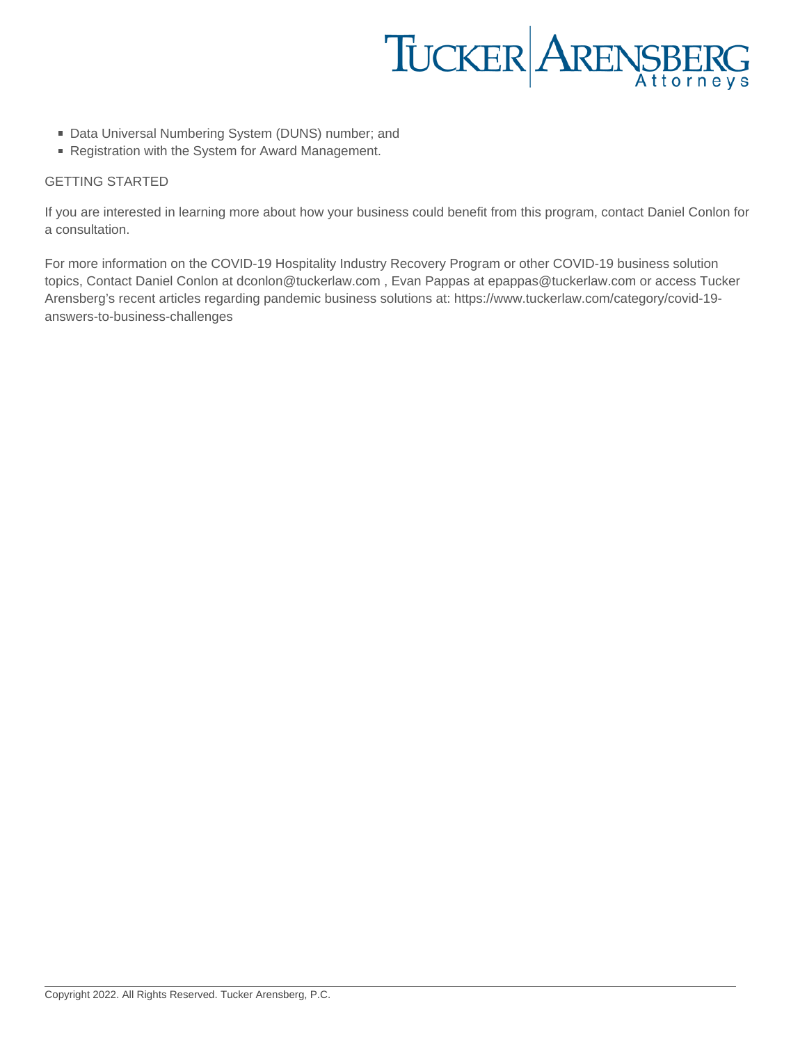- Data Universal Numbering System (DUNS) number; and
- Registration with the System for Award Management.

GETTING STARTED

If you are interested in learning more about how your business could benefit from this program, contact Daniel Conlon for a consultation.

For more information on the COVID-19 Hospitality Industry Recovery Program or other COVID-19 business solution topics, Contact Daniel Conlon at dconlon@tuckerlaw.com , Evan Pappas at epappas@tuckerlaw.com or access Tucker Arensberg's recent articles regarding pandemic business solutions at: https://www.tuckerlaw.com/category/covid-19-answers-to-business-challenges